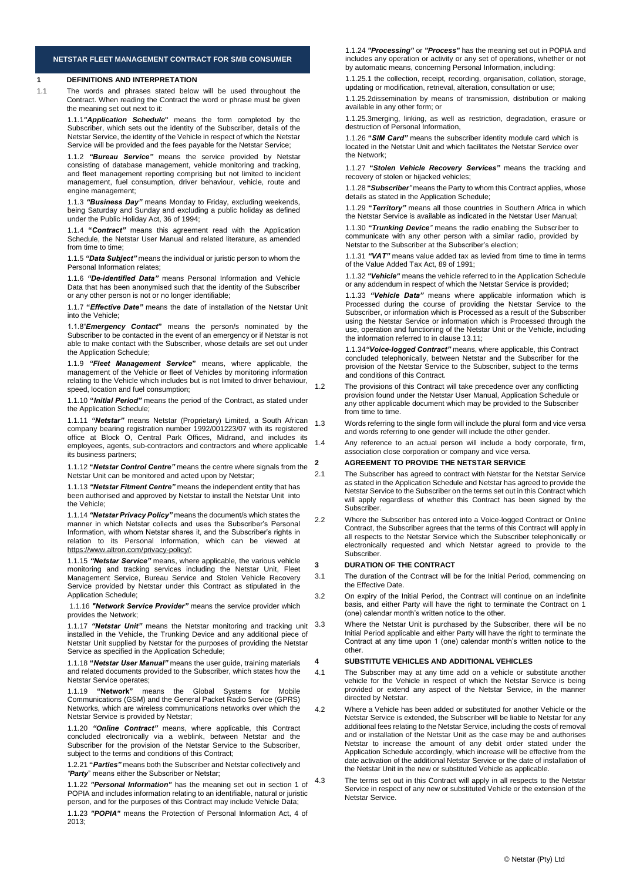# NETSTAR FLEET MANAGEMENT CONTRACT FOR SMB CONSUMER

## 1 DEFINITIONS AND INTERPRETATION

1.1 The words and phrases stated below will be used throughout the Contract. When reading the Contract the word or phrase must be given the meaning set out next to it:

1.1.1 ***"Application Schedule*"** means the form completed by the Subscriber, which sets out the identity of the Subscriber, details of the Netstar Service, the identity of the Vehicle in respect of which the Netstar Service will be provided and the fees payable for the Netstar Service;

1.1.2 ***"Bureau Service"*** means the service provided by Netstar consisting of database management, vehicle monitoring and tracking, and fleet management reporting comprising but not limited to incident management, fuel consumption, driver behaviour, vehicle, route and engine management;

1.1.3 ***"Business Day"*** means Monday to Friday, excluding weekends, being Saturday and Sunday and excluding a public holiday as defined under the Public Holiday Act, 36 of 1994;

1.1.4 **"*Contract"*** means this agreement read with the Application Schedule, the Netstar User Manual and related literature, as amended from time to time;

1.1.5 ***"Data Subject"*** means the individual or juristic person to whom the Personal Information relates;

1.1.6 ***"De-identified Data"*** means Personal Information and Vehicle Data that has been anonymised such that the identity of the Subscriber or any other person is not or no longer identifiable;

1.1.7 **"*Effective Date"*** means the date of installation of the Netstar Unit into the Vehicle;

1.1.8"***Emergency Contact*"** means the person/s nominated by the Subscriber to be contacted in the event of an emergency or if Netstar is not able to make contact with the Subscriber, whose details are set out under the Application Schedule;

1.1.9 ***"Fleet Management Service*"** means, where applicable, the management of the Vehicle or fleet of Vehicles by monitoring information relating to the Vehicle which includes but is not limited to driver behaviour, speed, location and fuel consumption;

1.1.10 **"*Initial Period"*** means the period of the Contract, as stated under the Application Schedule;

1.1.11 ***"Netstar"*** means Netstar (Proprietary) Limited, a South African company bearing registration number 1992/001223/07 with its registered office at Block O, Central Park Offices, Midrand, and includes its employees, agents, sub-contractors and contractors and where applicable its business partners;

1.1.12 **"*Netstar Control Centre"*** means the centre where signals from the Netstar Unit can be monitored and acted upon by Netstar;

1.1.13 ***"Netstar Fitment Centre"*** means the independent entity that has been authorised and approved by Netstar to install the Netstar Unit into the Vehicle;

1.1.14 ***"Netstar Privacy Policy"*** means the document/s which states the manner in which Netstar collects and uses the Subscriber's Personal Information, with whom Netstar shares it, and the Subscriber's rights in relation to its Personal Information, which can be viewed at https://www.altron.com/privacy-policy/;

1.1.15 ***"Netstar Service"*** means, where applicable, the various vehicle monitoring and tracking services including the Netstar Unit, Fleet Management Service, Bureau Service and Stolen Vehicle Recovery Service provided by Netstar under this Contract as stipulated in the Application Schedule;

1.1.16 ***"Network Service Provider"*** means the service provider which provides the Network;

1.1.17 ***"Netstar Unit"*** means the Netstar monitoring and tracking unit installed in the Vehicle, the Trunking Device and any additional piece of Netstar Unit supplied by Netstar for the purposes of providing the Netstar Service as specified in the Application Schedule;

1.1.18 **"*Netstar User Manual"*** means the user guide, training materials and related documents provided to the Subscriber, which states how the Netstar Service operates;

1.1.19 **"Network"** means the Global Systems for Mobile Communications (GSM) and the General Packet Radio Service (GPRS) Networks, which are wireless communications networks over which the Netstar Service is provided by Netstar;

1.1.20 ***"Online Contract"*** means, where applicable, this Contract concluded electronically via a weblink, between Netstar and the Subscriber for the provision of the Netstar Service to the Subscriber, subject to the terms and conditions of this Contract;

1.2.21 **"*Parties"*** means both the Subscriber and Netstar collectively and *"Party*" means either the Subscriber or Netstar;

1.1.22 ***"Personal Information"*** has the meaning set out in section 1 of POPIA and includes information relating to an identifiable, natural or juristic person, and for the purposes of this Contract may include Vehicle Data;

1.1.23 ***"POPIA"*** means the Protection of Personal Information Act, 4 of 2013;

1.1.24 ***"Processing"*** or ***"Process"*** has the meaning set out in POPIA and includes any operation or activity or any set of operations, whether or not by automatic means, concerning Personal Information, including:

1.1.25.1 the collection, receipt, recording, organisation, collation, storage, updating or modification, retrieval, alteration, consultation or use;

1.1.25.2dissemination by means of transmission, distribution or making available in any other form; or

1.1.25.3merging, linking, as well as restriction, degradation, erasure or destruction of Personal Information,

1.1.26 **"*SIM Card"*** means the subscriber identity module card which is located in the Netstar Unit and which facilitates the Netstar Service over the Network;

1.1.27 **"*Stolen Vehicle Recovery Services"*** means the tracking and recovery of stolen or hijacked vehicles;

1.1.28 **"*Subscriber*"** means the Party to whom this Contract applies, whose details are as stated in the Application Schedule;

1.1.29 **"*Territory"*** means all those countries in Southern Africa in which the Netstar Service is available as indicated in the Netstar User Manual;

1.1.30 **"*Trunking Device"*** means the radio enabling the Subscriber to communicate with any other person with a similar radio, provided by Netstar to the Subscriber at the Subscriber's election;

1.1.31 ***"VAT"*** means value added tax as levied from time to time in terms of the Value Added Tax Act, 89 of 1991;

1.1.32 **"*Vehicle"*** means the vehicle referred to in the Application Schedule or any addendum in respect of which the Netstar Service is provided;

1.1.33 ***"Vehicle Data"*** means where applicable information which is Processed during the course of providing the Netstar Service to the Subscriber, or information which is Processed as a result of the Subscriber using the Netstar Service or information which is Processed through the use, operation and functioning of the Netstar Unit or the Vehicle, including the information referred to in clause 13.11;

1.1.34***"Voice-logged Contract"*** means, where applicable, this Contract concluded telephonically, between Netstar and the Subscriber for the provision of the Netstar Service to the Subscriber, subject to the terms and conditions of this Contract.

1.2 The provisions of this Contract will take precedence over any conflicting provision found under the Netstar User Manual, Application Schedule or any other applicable document which may be provided to the Subscriber from time to time.

1.3 Words referring to the single form will include the plural form and vice versa and words referring to one gender will include the other gender.

1.4 Any reference to an actual person will include a body corporate, firm, association close corporation or company and vice versa.

## 2 AGREEMENT TO PROVIDE THE NETSTAR SERVICE

2.1 The Subscriber has agreed to contract with Netstar for the Netstar Service as stated in the Application Schedule and Netstar has agreed to provide the Netstar Service to the Subscriber on the terms set out in this Contract which will apply regardless of whether this Contract has been signed by the Subscriber.

2.2 Where the Subscriber has entered into a Voice-logged Contract or Online Contract, the Subscriber agrees that the terms of this Contract will apply in all respects to the Netstar Service which the Subscriber telephonically or electronically requested and which Netstar agreed to provide to the Subscriber.

## 3 DURATION OF THE CONTRACT

3.1 The duration of the Contract will be for the Initial Period, commencing on the Effective Date.

3.2 On expiry of the Initial Period, the Contract will continue on an indefinite basis, and either Party will have the right to terminate the Contract on 1 (one) calendar month's written notice to the other.

3.3 Where the Netstar Unit is purchased by the Subscriber, there will be no Initial Period applicable and either Party will have the right to terminate the Contract at any time upon 1 (one) calendar month's written notice to the other.

## 4 SUBSTITUTE VEHICLES AND ADDITIONAL VEHICLES

4.1 The Subscriber may at any time add on a vehicle or substitute another vehicle for the Vehicle in respect of which the Netstar Service is being provided or extend any aspect of the Netstar Service, in the manner directed by Netstar.

4.2 Where a Vehicle has been added or substituted for another Vehicle or the Netstar Service is extended, the Subscriber will be liable to Netstar for any additional fees relating to the Netstar Service, including the costs of removal and or installation of the Netstar Unit as the case may be and authorises Netstar to increase the amount of any debit order stated under the Application Schedule accordingly, which increase will be effective from the date activation of the additional Netstar Service or the date of installation of the Netstar Unit in the new or substituted Vehicle as applicable.

4.3 The terms set out in this Contract will apply in all respects to the Netstar Service in respect of any new or substituted Vehicle or the extension of the Netstar Service.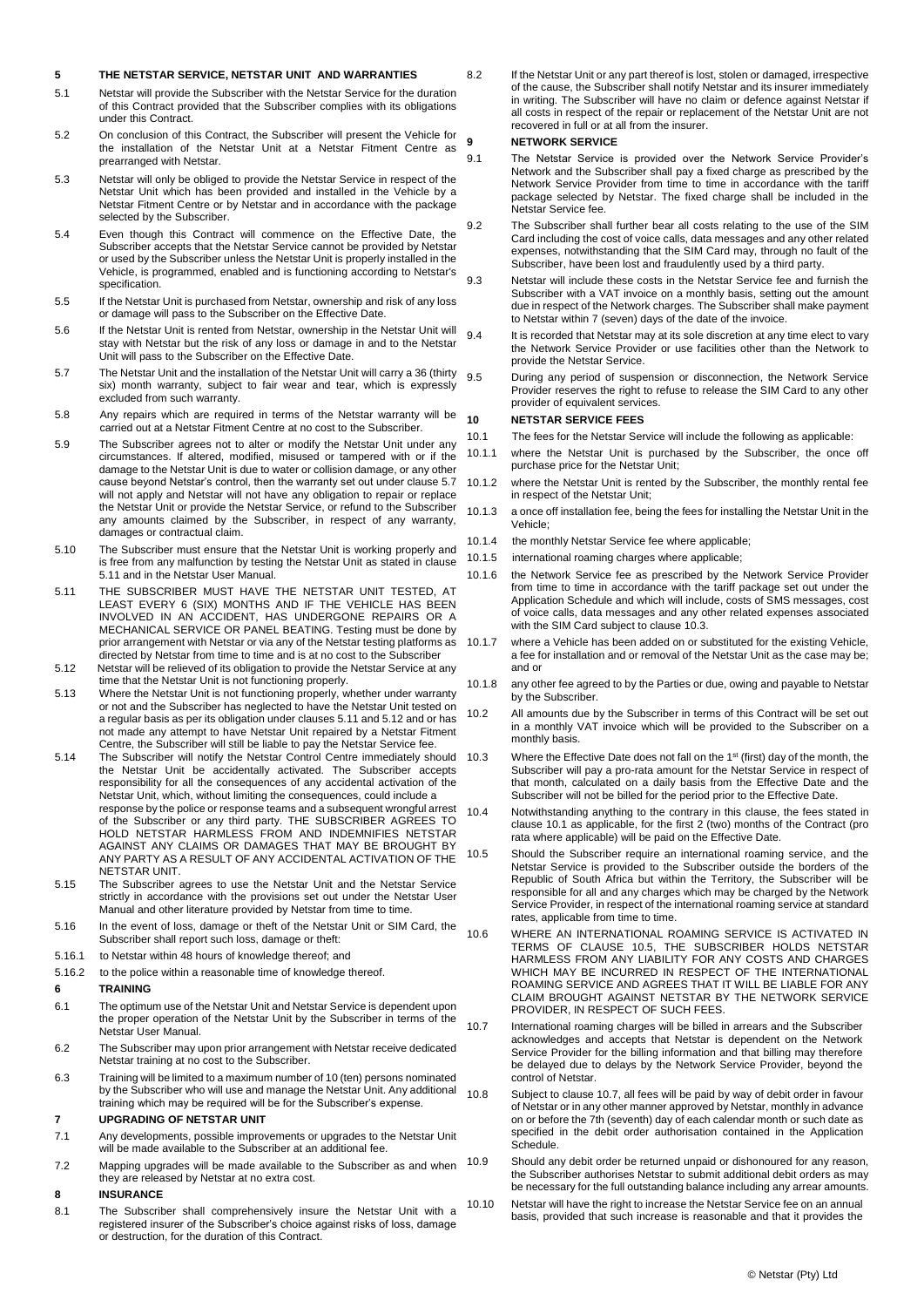## 5 THE NETSTAR SERVICE, NETSTAR UNIT AND WARRANTIES

5.1 Netstar will provide the Subscriber with the Netstar Service for the duration of this Contract provided that the Subscriber complies with its obligations under this Contract.

5.2 On conclusion of this Contract, the Subscriber will present the Vehicle for the installation of the Netstar Unit at a Netstar Fitment Centre as prearranged with Netstar.

5.3 Netstar will only be obliged to provide the Netstar Service in respect of the Netstar Unit which has been provided and installed in the Vehicle by a Netstar Fitment Centre or by Netstar and in accordance with the package selected by the Subscriber.

5.4 Even though this Contract will commence on the Effective Date, the Subscriber accepts that the Netstar Service cannot be provided by Netstar or used by the Subscriber unless the Netstar Unit is properly installed in the Vehicle, is programmed, enabled and is functioning according to Netstar's specification.

5.5 If the Netstar Unit is purchased from Netstar, ownership and risk of any loss or damage will pass to the Subscriber on the Effective Date.

5.6 If the Netstar Unit is rented from Netstar, ownership in the Netstar Unit will stay with Netstar but the risk of any loss or damage in and to the Netstar Unit will pass to the Subscriber on the Effective Date.

5.7 The Netstar Unit and the installation of the Netstar Unit will carry a 36 (thirty six) month warranty, subject to fair wear and tear, which is expressly excluded from such warranty.

5.8 Any repairs which are required in terms of the Netstar warranty will be carried out at a Netstar Fitment Centre at no cost to the Subscriber.

5.9 The Subscriber agrees not to alter or modify the Netstar Unit under any circumstances. If altered, modified, misused or tampered with or if the damage to the Netstar Unit is due to water or collision damage, or any other cause beyond Netstar's control, then the warranty set out under clause 5.7 will not apply and Netstar will not have any obligation to repair or replace the Netstar Unit or provide the Netstar Service, or refund to the Subscriber any amounts claimed by the Subscriber, in respect of any warranty, damages or contractual claim.

5.10 The Subscriber must ensure that the Netstar Unit is working properly and is free from any malfunction by testing the Netstar Unit as stated in clause 5.11 and in the Netstar User Manual.

5.11 THE SUBSCRIBER MUST HAVE THE NETSTAR UNIT TESTED, AT LEAST EVERY 6 (SIX) MONTHS AND IF THE VEHICLE HAS BEEN INVOLVED IN AN ACCIDENT, HAS UNDERGONE REPAIRS OR A MECHANICAL SERVICE OR PANEL BEATING. Testing must be done by prior arrangement with Netstar or via any of the Netstar testing platforms as directed by Netstar from time to time and is at no cost to the Subscriber

5.12 Netstar will be relieved of its obligation to provide the Netstar Service at any time that the Netstar Unit is not functioning properly.

5.13 Where the Netstar Unit is not functioning properly, whether under warranty or not and the Subscriber has neglected to have the Netstar Unit tested on a regular basis as per its obligation under clauses 5.11 and 5.12 or has not made any attempt to have Netstar Unit repaired by a Netstar Fitment Centre, the Subscriber will still be liable to pay the Netstar Service fee.

5.14 The Subscriber will notify the Netstar Control Centre immediately should the Netstar Unit be accidentally activated. The Subscriber accepts responsibility for all the consequences of any accidental activation of the Netstar Unit, which, without limiting the consequences, could include a response by the police or response teams and a subsequent wrongful arrest of the Subscriber or any third party. THE SUBSCRIBER AGREES TO HOLD NETSTAR HARMLESS FROM AND INDEMNIFIES NETSTAR AGAINST ANY CLAIMS OR DAMAGES THAT MAY BE BROUGHT BY ANY PARTY AS A RESULT OF ANY ACCIDENTAL ACTIVATION OF THE NETSTAR UNIT.

5.15 The Subscriber agrees to use the Netstar Unit and the Netstar Service strictly in accordance with the provisions set out under the Netstar User Manual and other literature provided by Netstar from time to time.

5.16 In the event of loss, damage or theft of the Netstar Unit or SIM Card, the Subscriber shall report such loss, damage or theft:

5.16.1 to Netstar within 48 hours of knowledge thereof; and

5.16.2 to the police within a reasonable time of knowledge thereof.

## 6 TRAINING

6.1 The optimum use of the Netstar Unit and Netstar Service is dependent upon the proper operation of the Netstar Unit by the Subscriber in terms of the Netstar User Manual.

6.2 The Subscriber may upon prior arrangement with Netstar receive dedicated Netstar training at no cost to the Subscriber.

6.3 Training will be limited to a maximum number of 10 (ten) persons nominated by the Subscriber who will use and manage the Netstar Unit. Any additional training which may be required will be for the Subscriber's expense.

## 7 UPGRADING OF NETSTAR UNIT

7.1 Any developments, possible improvements or upgrades to the Netstar Unit will be made available to the Subscriber at an additional fee.

7.2 Mapping upgrades will be made available to the Subscriber as and when they are released by Netstar at no extra cost.

## 8 INSURANCE

8.1 The Subscriber shall comprehensively insure the Netstar Unit with a registered insurer of the Subscriber's choice against risks of loss, damage or destruction, for the duration of this Contract.

8.2 If the Netstar Unit or any part thereof is lost, stolen or damaged, irrespective of the cause, the Subscriber shall notify Netstar and its insurer immediately in writing. The Subscriber will have no claim or defence against Netstar if all costs in respect of the repair or replacement of the Netstar Unit are not recovered in full or at all from the insurer.

## 9 NETWORK SERVICE

9.1 The Netstar Service is provided over the Network Service Provider's Network and the Subscriber shall pay a fixed charge as prescribed by the Network Service Provider from time to time in accordance with the tariff package selected by Netstar. The fixed charge shall be included in the Netstar Service fee.

9.2 The Subscriber shall further bear all costs relating to the use of the SIM Card including the cost of voice calls, data messages and any other related expenses, notwithstanding that the SIM Card may, through no fault of the Subscriber, have been lost and fraudulently used by a third party.

9.3 Netstar will include these costs in the Netstar Service fee and furnish the Subscriber with a VAT invoice on a monthly basis, setting out the amount due in respect of the Network charges. The Subscriber shall make payment to Netstar within 7 (seven) days of the date of the invoice.

9.4 It is recorded that Netstar may at its sole discretion at any time elect to vary the Network Service Provider or use facilities other than the Network to provide the Netstar Service.

9.5 During any period of suspension or disconnection, the Network Service Provider reserves the right to refuse to release the SIM Card to any other provider of equivalent services.

## 10 NETSTAR SERVICE FEES

10.1 The fees for the Netstar Service will include the following as applicable:

10.1.1 where the Netstar Unit is purchased by the Subscriber, the once off purchase price for the Netstar Unit;

10.1.2 where the Netstar Unit is rented by the Subscriber, the monthly rental fee in respect of the Netstar Unit;

10.1.3 a once off installation fee, being the fees for installing the Netstar Unit in the Vehicle;

10.1.4 the monthly Netstar Service fee where applicable;

10.1.5 international roaming charges where applicable;

10.1.6 the Network Service fee as prescribed by the Network Service Provider from time to time in accordance with the tariff package set out under the Application Schedule and which will include, costs of SMS messages, cost of voice calls, data messages and any other related expenses associated with the SIM Card subject to clause 10.3.

10.1.7 where a Vehicle has been added on or substituted for the existing Vehicle, a fee for installation and or removal of the Netstar Unit as the case may be; and or

10.1.8 any other fee agreed to by the Parties or due, owing and payable to Netstar by the Subscriber.

10.2 All amounts due by the Subscriber in terms of this Contract will be set out in a monthly VAT invoice which will be provided to the Subscriber on a monthly basis.

10.3 Where the Effective Date does not fall on the 1st (first) day of the month, the Subscriber will pay a pro-rata amount for the Netstar Service in respect of that month, calculated on a daily basis from the Effective Date and the Subscriber will not be billed for the period prior to the Effective Date.

10.4 Notwithstanding anything to the contrary in this clause, the fees stated in clause 10.1 as applicable, for the first 2 (two) months of the Contract (pro rata where applicable) will be paid on the Effective Date.

10.5 Should the Subscriber require an international roaming service, and the Netstar Service is provided to the Subscriber outside the borders of the Republic of South Africa but within the Territory, the Subscriber will be responsible for all and any charges which may be charged by the Network Service Provider, in respect of the international roaming service at standard rates, applicable from time to time.

10.6 WHERE AN INTERNATIONAL ROAMING SERVICE IS ACTIVATED IN TERMS OF CLAUSE 10.5, THE SUBSCRIBER HOLDS NETSTAR HARMLESS FROM ANY LIABILITY FOR ANY COSTS AND CHARGES WHICH MAY BE INCURRED IN RESPECT OF THE INTERNATIONAL ROAMING SERVICE AND AGREES THAT IT WILL BE LIABLE FOR ANY CLAIM BROUGHT AGAINST NETSTAR BY THE NETWORK SERVICE PROVIDER, IN RESPECT OF SUCH FEES.

10.7 International roaming charges will be billed in arrears and the Subscriber acknowledges and accepts that Netstar is dependent on the Network Service Provider for the billing information and that billing may therefore be delayed due to delays by the Network Service Provider, beyond the control of Netstar.

10.8 Subject to clause 10.7, all fees will be paid by way of debit order in favour of Netstar or in any other manner approved by Netstar, monthly in advance on or before the 7th (seventh) day of each calendar month or such date as specified in the debit order authorisation contained in the Application Schedule.

10.9 Should any debit order be returned unpaid or dishonoured for any reason, the Subscriber authorises Netstar to submit additional debit orders as may be necessary for the full outstanding balance including any arrear amounts.

10.10 Netstar will have the right to increase the Netstar Service fee on an annual basis, provided that such increase is reasonable and that it provides the

© Netstar (Pty) Ltd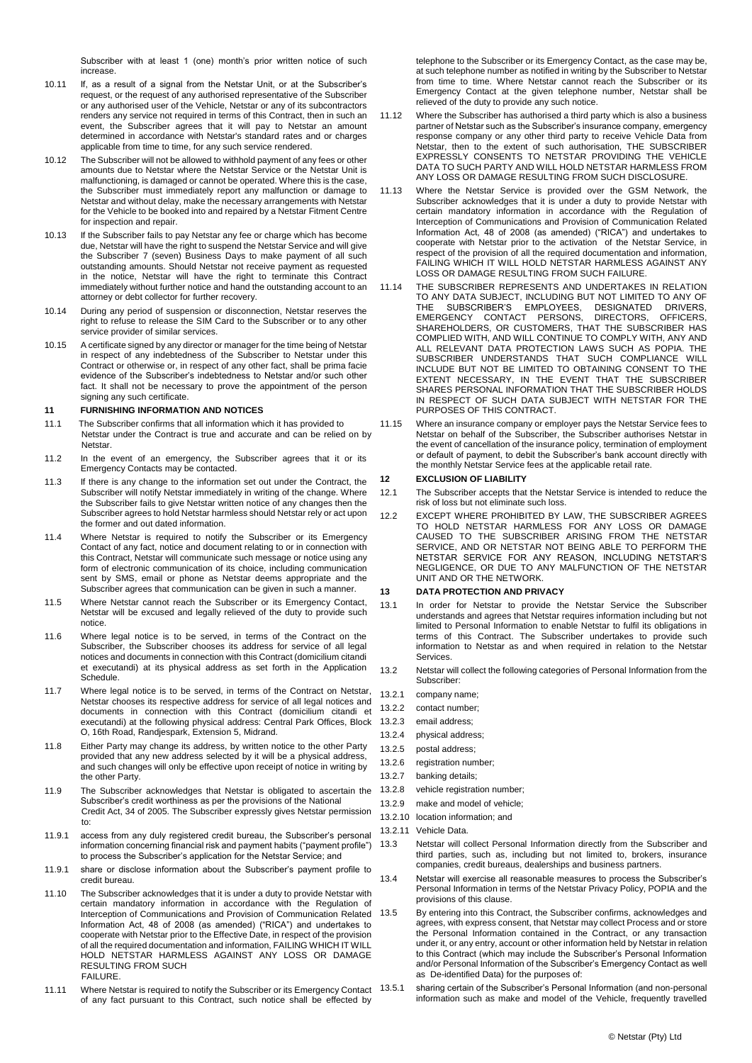Subscriber with at least 1 (one) month's prior written notice of such increase.

10.11 If, as a result of a signal from the Netstar Unit, or at the Subscriber's request, or the request of any authorised representative of the Subscriber or any authorised user of the Vehicle, Netstar or any of its subcontractors renders any service not required in terms of this Contract, then in such an event, the Subscriber agrees that it will pay to Netstar an amount determined in accordance with Netstar's standard rates and or charges applicable from time to time, for any such service rendered.

10.12 The Subscriber will not be allowed to withhold payment of any fees or other amounts due to Netstar where the Netstar Service or the Netstar Unit is malfunctioning, is damaged or cannot be operated. Where this is the case, the Subscriber must immediately report any malfunction or damage to Netstar and without delay, make the necessary arrangements with Netstar for the Vehicle to be booked into and repaired by a Netstar Fitment Centre for inspection and repair.

10.13 If the Subscriber fails to pay Netstar any fee or charge which has become due, Netstar will have the right to suspend the Netstar Service and will give the Subscriber 7 (seven) Business Days to make payment of all such outstanding amounts. Should Netstar not receive payment as requested in the notice, Netstar will have the right to terminate this Contract immediately without further notice and hand the outstanding account to an attorney or debt collector for further recovery.

10.14 During any period of suspension or disconnection, Netstar reserves the right to refuse to release the SIM Card to the Subscriber or to any other service provider of similar services.

10.15 A certificate signed by any director or manager for the time being of Netstar in respect of any indebtedness of the Subscriber to Netstar under this Contract or otherwise or, in respect of any other fact, shall be prima facie evidence of the Subscriber's indebtedness to Netstar and/or such other fact. It shall not be necessary to prove the appointment of the person signing any such certificate.

## 11 FURNISHING INFORMATION AND NOTICES

11.1 The Subscriber confirms that all information which it has provided to Netstar under the Contract is true and accurate and can be relied on by Netstar.

11.2 In the event of an emergency, the Subscriber agrees that it or its Emergency Contacts may be contacted.

11.3 If there is any change to the information set out under the Contract, the Subscriber will notify Netstar immediately in writing of the change. Where the Subscriber fails to give Netstar written notice of any changes then the Subscriber agrees to hold Netstar harmless should Netstar rely or act upon the former and out dated information.

11.4 Where Netstar is required to notify the Subscriber or its Emergency Contact of any fact, notice and document relating to or in connection with this Contract, Netstar will communicate such message or notice using any form of electronic communication of its choice, including communication sent by SMS, email or phone as Netstar deems appropriate and the Subscriber agrees that communication can be given in such a manner.

11.5 Where Netstar cannot reach the Subscriber or its Emergency Contact, Netstar will be excused and legally relieved of the duty to provide such notice.

11.6 Where legal notice is to be served, in terms of the Contract on the Subscriber, the Subscriber chooses its address for service of all legal notices and documents in connection with this Contract (domicilium citandi et executandi) at its physical address as set forth in the Application Schedule.

11.7 Where legal notice is to be served, in terms of the Contract on Netstar, Netstar chooses its respective address for service of all legal notices and documents in connection with this Contract (domicilium citandi et executandi) at the following physical address: Central Park Offices, Block O, 16th Road, Randjespark, Extension 5, Midrand.

11.8 Either Party may change its address, by written notice to the other Party provided that any new address selected by it will be a physical address, and such changes will only be effective upon receipt of notice in writing by the other Party.

11.9 The Subscriber acknowledges that Netstar is obligated to ascertain the Subscriber's credit worthiness as per the provisions of the National Credit Act, 34 of 2005. The Subscriber expressly gives Netstar permission to:

11.9.1 access from any duly registered credit bureau, the Subscriber's personal information concerning financial risk and payment habits ("payment profile") to process the Subscriber's application for the Netstar Service; and

11.9.1 share or disclose information about the Subscriber's payment profile to credit bureau.

11.10 The Subscriber acknowledges that it is under a duty to provide Netstar with certain mandatory information in accordance with the Regulation of Interception of Communications and Provision of Communication Related Information Act, 48 of 2008 (as amended) ("RICA") and undertakes to cooperate with Netstar prior to the Effective Date, in respect of the provision of all the required documentation and information, FAILING WHICH IT WILL HOLD NETSTAR HARMLESS AGAINST ANY LOSS OR DAMAGE RESULTING FROM SUCH FAILURE.

11.11 Where Netstar is required to notify the Subscriber or its Emergency Contact of any fact pursuant to this Contract, such notice shall be effected by telephone to the Subscriber or its Emergency Contact, as the case may be, at such telephone number as notified in writing by the Subscriber to Netstar from time to time. Where Netstar cannot reach the Subscriber or its Emergency Contact at the given telephone number, Netstar shall be relieved of the duty to provide any such notice.

11.12 Where the Subscriber has authorised a third party which is also a business partner of Netstar such as the Subscriber's insurance company, emergency response company or any other third party to receive Vehicle Data from Netstar, then to the extent of such authorisation, THE SUBSCRIBER EXPRESSLY CONSENTS TO NETSTAR PROVIDING THE VEHICLE DATA TO SUCH PARTY AND WILL HOLD NETSTAR HARMLESS FROM ANY LOSS OR DAMAGE RESULTING FROM SUCH DISCLOSURE.

11.13 Where the Netstar Service is provided over the GSM Network, the Subscriber acknowledges that it is under a duty to provide Netstar with certain mandatory information in accordance with the Regulation of Interception of Communications and Provision of Communication Related Information Act, 48 of 2008 (as amended) ("RICA") and undertakes to cooperate with Netstar prior to the activation of the Netstar Service, in respect of the provision of all the required documentation and information, FAILING WHICH IT WILL HOLD NETSTAR HARMLESS AGAINST ANY LOSS OR DAMAGE RESULTING FROM SUCH FAILURE.

11.14 THE SUBSCRIBER REPRESENTS AND UNDERTAKES IN RELATION TO ANY DATA SUBJECT, INCLUDING BUT NOT LIMITED TO ANY OF THE SUBSCRIBER'S EMPLOYEES, DESIGNATED DRIVERS, EMERGENCY CONTACT PERSONS, DIRECTORS, OFFICERS, SHAREHOLDERS, OR CUSTOMERS, THAT THE SUBSCRIBER HAS COMPLIED WITH, AND WILL CONTINUE TO COMPLY WITH, ANY AND ALL RELEVANT DATA PROTECTION LAWS SUCH AS POPIA. THE SUBSCRIBER UNDERSTANDS THAT SUCH COMPLIANCE WILL INCLUDE BUT NOT BE LIMITED TO OBTAINING CONSENT TO THE EXTENT NECESSARY, IN THE EVENT THAT THE SUBSCRIBER SHARES PERSONAL INFORMATION THAT THE SUBSCRIBER HOLDS IN RESPECT OF SUCH DATA SUBJECT WITH NETSTAR FOR THE PURPOSES OF THIS CONTRACT.

11.15 Where an insurance company or employer pays the Netstar Service fees to Netstar on behalf of the Subscriber, the Subscriber authorises Netstar in the event of cancellation of the insurance policy, termination of employment or default of payment, to debit the Subscriber's bank account directly with the monthly Netstar Service fees at the applicable retail rate.

## 12 EXCLUSION OF LIABILITY

12.1 The Subscriber accepts that the Netstar Service is intended to reduce the risk of loss but not eliminate such loss.

12.2 EXCEPT WHERE PROHIBITED BY LAW, THE SUBSCRIBER AGREES TO HOLD NETSTAR HARMLESS FOR ANY LOSS OR DAMAGE CAUSED TO THE SUBSCRIBER ARISING FROM THE NETSTAR SERVICE, AND OR NETSTAR NOT BEING ABLE TO PERFORM THE NETSTAR SERVICE FOR ANY REASON, INCLUDING NETSTAR'S NEGLIGENCE, OR DUE TO ANY MALFUNCTION OF THE NETSTAR UNIT AND OR THE NETWORK.

## 13 DATA PROTECTION AND PRIVACY

13.1 In order for Netstar to provide the Netstar Service the Subscriber understands and agrees that Netstar requires information including but not limited to Personal Information to enable Netstar to fulfil its obligations in terms of this Contract. The Subscriber undertakes to provide such information to Netstar as and when required in relation to the Netstar Services.

13.2 Netstar will collect the following categories of Personal Information from the Subscriber:

13.2.1 company name;

13.2.2 contact number;

13.2.3 email address;

13.2.4 physical address;

13.2.5 postal address;

13.2.6 registration number;

13.2.7 banking details;

13.2.8 vehicle registration number;

13.2.9 make and model of vehicle;

13.2.10 location information; and

13.2.11 Vehicle Data.

13.3 Netstar will collect Personal Information directly from the Subscriber and third parties, such as, including but not limited to, brokers, insurance companies, credit bureaus, dealerships and business partners.

13.4 Netstar will exercise all reasonable measures to process the Subscriber's Personal Information in terms of the Netstar Privacy Policy, POPIA and the provisions of this clause.

13.5 By entering into this Contract, the Subscriber confirms, acknowledges and agrees, with express consent, that Netstar may collect Process and or store the Personal Information contained in the Contract, or any transaction under it, or any entry, account or other information held by Netstar in relation to this Contract (which may include the Subscriber's Personal Information and/or Personal Information of the Subscriber's Emergency Contact as well as De-identified Data) for the purposes of:

13.5.1 sharing certain of the Subscriber's Personal Information (and non-personal information such as make and model of the Vehicle, frequently travelled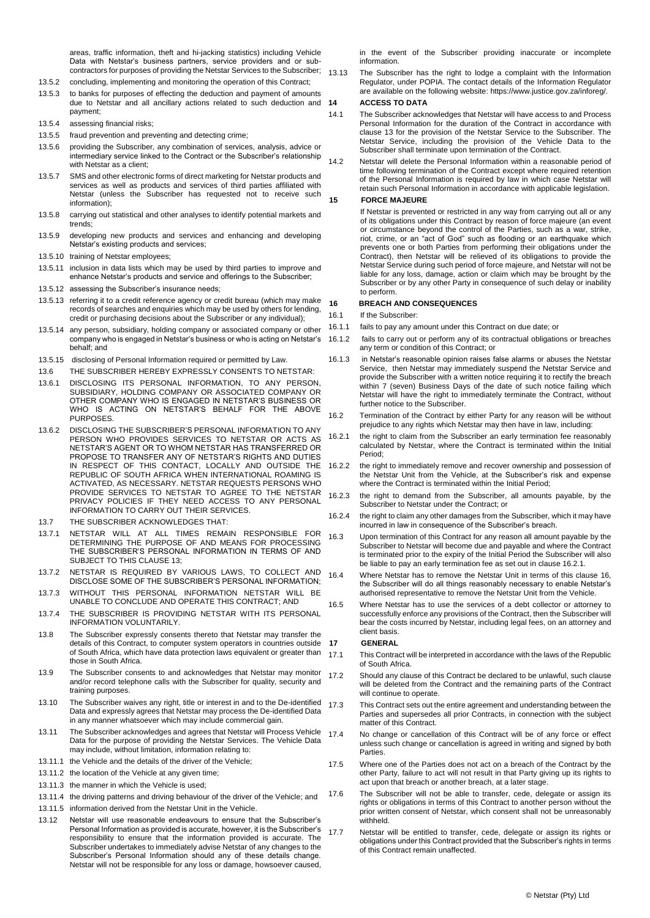areas, traffic information, theft and hi-jacking statistics) including Vehicle Data with Netstar's business partners, service providers and or sub-contractors for purposes of providing the Netstar Services to the Subscriber;

13.5.2 concluding, implementing and monitoring the operation of this Contract;

13.5.3 to banks for purposes of effecting the deduction and payment of amounts due to Netstar and all ancillary actions related to such deduction and payment;

13.5.4 assessing financial risks;

13.5.5 fraud prevention and preventing and detecting crime;

13.5.6 providing the Subscriber, any combination of services, analysis, advice or intermediary service linked to the Contract or the Subscriber's relationship with Netstar as a client;

13.5.7 SMS and other electronic forms of direct marketing for Netstar products and services as well as products and services of third parties affiliated with Netstar (unless the Subscriber has requested not to receive such information);

13.5.8 carrying out statistical and other analyses to identify potential markets and trends;

13.5.9 developing new products and services and enhancing and developing Netstar's existing products and services;

13.5.10 training of Netstar employees;

13.5.11 inclusion in data lists which may be used by third parties to improve and enhance Netstar's products and service and offerings to the Subscriber;

13.5.12 assessing the Subscriber's insurance needs;

13.5.13 referring it to a credit reference agency or credit bureau (which may make records of searches and enquiries which may be used by others for lending, credit or purchasing decisions about the Subscriber or any individual);

13.5.14 any person, subsidiary, holding company or associated company or other company who is engaged in Netstar's business or who is acting on Netstar's behalf; and

13.5.15 disclosing of Personal Information required or permitted by Law.

13.6 THE SUBSCRIBER HEREBY EXPRESSLY CONSENTS TO NETSTAR:

13.6.1 DISCLOSING ITS PERSONAL INFORMATION, TO ANY PERSON, SUBSIDIARY, HOLDING COMPANY OR ASSOCIATED COMPANY OR OTHER COMPANY WHO IS ENGAGED IN NETSTAR'S BUSINESS OR WHO IS ACTING ON NETSTAR'S BEHALF FOR THE ABOVE PURPOSES.

13.6.2 DISCLOSING THE SUBSCRIBER'S PERSONAL INFORMATION TO ANY PERSON WHO PROVIDES SERVICES TO NETSTAR OR ACTS AS NETSTAR'S AGENT OR TO WHOM NETSTAR HAS TRANSFERRED OR PROPOSE TO TRANSFER ANY OF NETSTAR'S RIGHTS AND DUTIES IN RESPECT OF THIS CONTACT, LOCALLY AND OUTSIDE THE REPUBLIC OF SOUTH AFRICA WHEN INTERNATIONAL ROAMING IS ACTIVATED, AS NECESSARY. NETSTAR REQUESTS PERSONS WHO PROVIDE SERVICES TO NETSTAR TO AGREE TO THE NETSTAR PRIVACY POLICIES IF THEY NEED ACCESS TO ANY PERSONAL INFORMATION TO CARRY OUT THEIR SERVICES.

13.7 THE SUBSCRIBER ACKNOWLEDGES THAT:

13.7.1 NETSTAR WILL AT ALL TIMES REMAIN RESPONSIBLE FOR DETERMINING THE PURPOSE OF AND MEANS FOR PROCESSING THE SUBSCRIBER'S PERSONAL INFORMATION IN TERMS OF AND SUBJECT TO THIS CLAUSE 13;

13.7.2 NETSTAR IS REQUIRED BY VARIOUS LAWS, TO COLLECT AND DISCLOSE SOME OF THE SUBSCRIBER'S PERSONAL INFORMATION;

13.7.3 WITHOUT THIS PERSONAL INFORMATION NETSTAR WILL BE UNABLE TO CONCLUDE AND OPERATE THIS CONTRACT; AND

13.7.4 THE SUBSCRIBER IS PROVIDING NETSTAR WITH ITS PERSONAL INFORMATION VOLUNTARILY.

13.8 The Subscriber expressly consents thereto that Netstar may transfer the details of this Contract, to computer system operators in countries outside of South Africa, which have data protection laws equivalent or greater than those in South Africa.

13.9 The Subscriber consents to and acknowledges that Netstar may monitor and/or record telephone calls with the Subscriber for quality, security and training purposes.

13.10 The Subscriber waives any right, title or interest in and to the De-identified Data and expressly agrees that Netstar may process the De-identified Data in any manner whatsoever which may include commercial gain.

13.11 The Subscriber acknowledges and agrees that Netstar will Process Vehicle Data for the purpose of providing the Netstar Services. The Vehicle Data may include, without limitation, information relating to:

13.11.1 the Vehicle and the details of the driver of the Vehicle;

13.11.2 the location of the Vehicle at any given time;

13.11.3 the manner in which the Vehicle is used;

13.11.4 the driving patterns and driving behaviour of the driver of the Vehicle; and

13.11.5 information derived from the Netstar Unit in the Vehicle.

13.12 Netstar will use reasonable endeavours to ensure that the Subscriber's Personal Information as provided is accurate, however, it is the Subscriber's responsibility to ensure that the information provided is accurate. The Subscriber undertakes to immediately advise Netstar of any changes to the Subscriber's Personal Information should any of these details change. Netstar will not be responsible for any loss or damage, howsoever caused, in the event of the Subscriber providing inaccurate or incomplete information.

13.13 The Subscriber has the right to lodge a complaint with the Information Regulator, under POPIA. The contact details of the Information Regulator are available on the following website: https://www.justice.gov.za/inforeg/.

## 14 ACCESS TO DATA

14.1 The Subscriber acknowledges that Netstar will have access to and Process Personal Information for the duration of the Contract in accordance with clause 13 for the provision of the Netstar Service to the Subscriber. The Netstar Service, including the provision of the Vehicle Data to the Subscriber shall terminate upon termination of the Contract.

14.2 Netstar will delete the Personal Information within a reasonable period of time following termination of the Contract except where required retention of the Personal Information is required by law in which case Netstar will retain such Personal Information in accordance with applicable legislation.

## 15 FORCE MAJEURE

If Netstar is prevented or restricted in any way from carrying out all or any of its obligations under this Contract by reason of force majeure (an event or circumstance beyond the control of the Parties, such as a war, strike, riot, crime, or an "act of God" such as flooding or an earthquake which prevents one or both Parties from performing their obligations under the Contract), then Netstar will be relieved of its obligations to provide the Netstar Service during such period of force majeure, and Netstar will not be liable for any loss, damage, action or claim which may be brought by the Subscriber or by any other Party in consequence of such delay or inability to perform.

## 16 BREACH AND CONSEQUENCES

16.1 If the Subscriber:

16.1.1 fails to pay any amount under this Contract on due date; or

16.1.2 fails to carry out or perform any of its contractual obligations or breaches any term or condition of this Contract; or

16.1.3 in Netstar's reasonable opinion raises false alarms or abuses the Netstar Service, then Netstar may immediately suspend the Netstar Service and provide the Subscriber with a written notice requiring it to rectify the breach within 7 (seven) Business Days of the date of such notice failing which Netstar will have the right to immediately terminate the Contract, without further notice to the Subscriber.

16.2 Termination of the Contract by either Party for any reason will be without prejudice to any rights which Netstar may then have in law, including:

16.2.1 the right to claim from the Subscriber an early termination fee reasonably calculated by Netstar, where the Contract is terminated within the Initial Period;

16.2.2 the right to immediately remove and recover ownership and possession of the Netstar Unit from the Vehicle, at the Subscriber's risk and expense where the Contract is terminated within the Initial Period;

16.2.3 the right to demand from the Subscriber, all amounts payable, by the Subscriber to Netstar under the Contract; or

16.2.4 the right to claim any other damages from the Subscriber, which it may have incurred in law in consequence of the Subscriber's breach.

16.3 Upon termination of this Contract for any reason all amount payable by the Subscriber to Netstar will become due and payable and where the Contract is terminated prior to the expiry of the Initial Period the Subscriber will also be liable to pay an early termination fee as set out in clause 16.2.1.

16.4 Where Netstar has to remove the Netstar Unit in terms of this clause 16, the Subscriber will do all things reasonably necessary to enable Netstar's authorised representative to remove the Netstar Unit from the Vehicle.

16.5 Where Netstar has to use the services of a debt collector or attorney to successfully enforce any provisions of the Contract, then the Subscriber will bear the costs incurred by Netstar, including legal fees, on an attorney and client basis.

## 17 GENERAL

17.1 This Contract will be interpreted in accordance with the laws of the Republic of South Africa.

17.2 Should any clause of this Contract be declared to be unlawful, such clause will be deleted from the Contract and the remaining parts of the Contract will continue to operate.

17.3 This Contract sets out the entire agreement and understanding between the Parties and supersedes all prior Contracts, in connection with the subject matter of this Contract.

17.4 No change or cancellation of this Contract will be of any force or effect unless such change or cancellation is agreed in writing and signed by both Parties.

17.5 Where one of the Parties does not act on a breach of the Contract by the other Party, failure to act will not result in that Party giving up its rights to act upon that breach or another breach, at a later stage.

17.6 The Subscriber will not be able to transfer, cede, delegate or assign its rights or obligations in terms of this Contract to another person without the prior written consent of Netstar, which consent shall not be unreasonably withheld.

17.7 Netstar will be entitled to transfer, cede, delegate or assign its rights or obligations under this Contract provided that the Subscriber's rights in terms of this Contract remain unaffected.

© Netstar (Pty) Ltd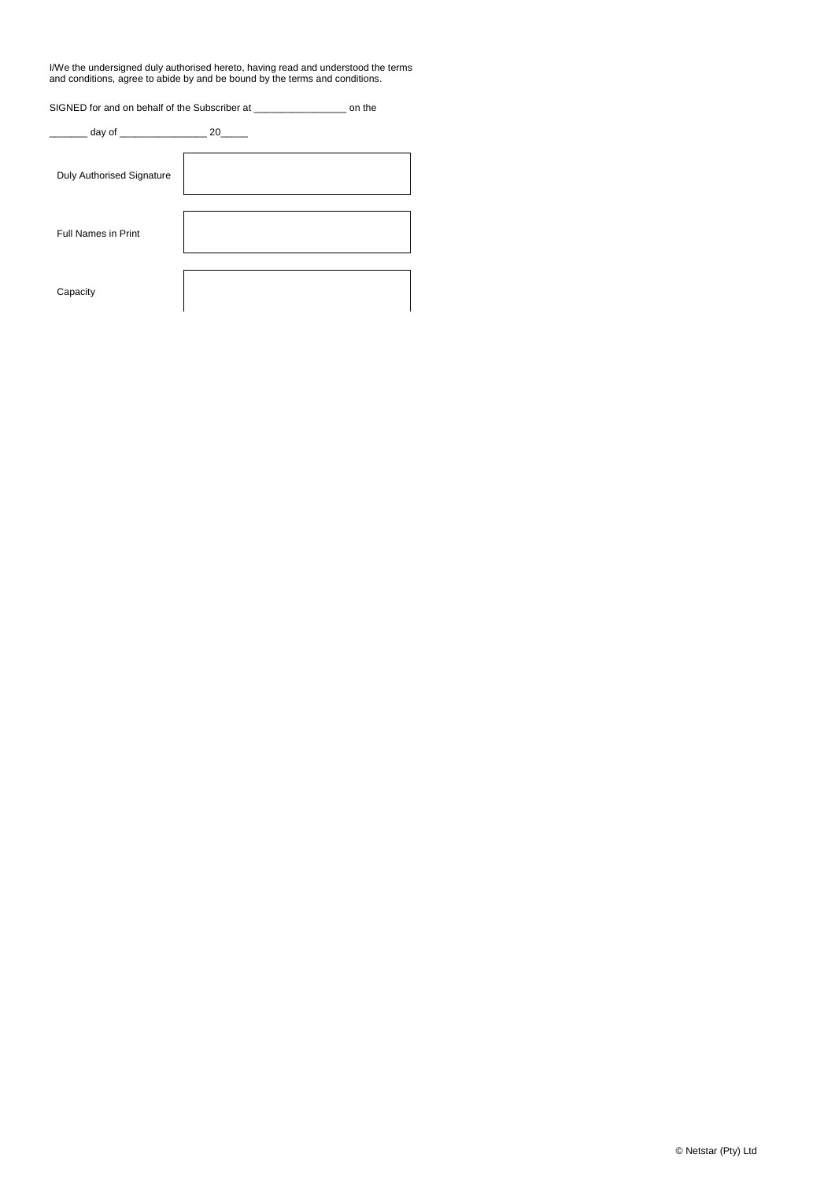I/We the undersigned duly authorised hereto, having read and understood the terms and conditions, agree to abide by and be bound by the terms and conditions.

SIGNED for and on behalf of the Subscriber at _________________ on the

_______ day of ________________ 20_____

| | |
|---|---|
| Duly Authorised Signature | |
| Full Names in Print | |
| Capacity | |

© Netstar (Pty) Ltd